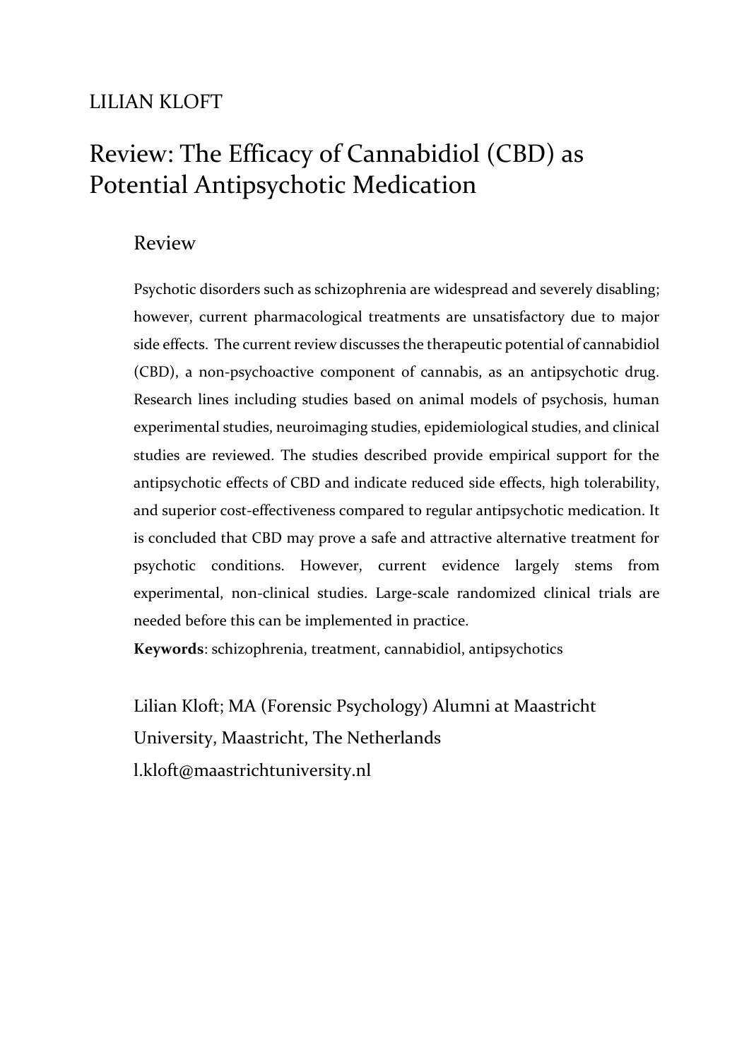LILIAN KLOFT

# Review: The Efficacy of Cannabidiol (CBD) as Potential Antipsychotic Medication

## Review

Psychotic disorders such as schizophrenia are widespread and severely disabling; however, current pharmacological treatments are unsatisfactory due to major side effects. The current review discusses the therapeutic potential of cannabidiol (CBD), a non-psychoactive component of cannabis, as an antipsychotic drug. Research lines including studies based on animal models of psychosis, human experimental studies, neuroimaging studies, epidemiological studies, and clinical studies are reviewed. The studies described provide empirical support for the antipsychotic effects of CBD and indicate reduced side effects, high tolerability, and superior cost-effectiveness compared to regular antipsychotic medication. It is concluded that CBD may prove a safe and attractive alternative treatment for psychotic conditions. However, current evidence largely stems from experimental, non-clinical studies. Large-scale randomized clinical trials are needed before this can be implemented in practice.

**Keywords**: schizophrenia, treatment, cannabidiol, antipsychotics

Lilian Kloft; MA (Forensic Psychology) Alumni at Maastricht University, Maastricht, The Netherlands
l.kloft@maastrichtuniversity.nl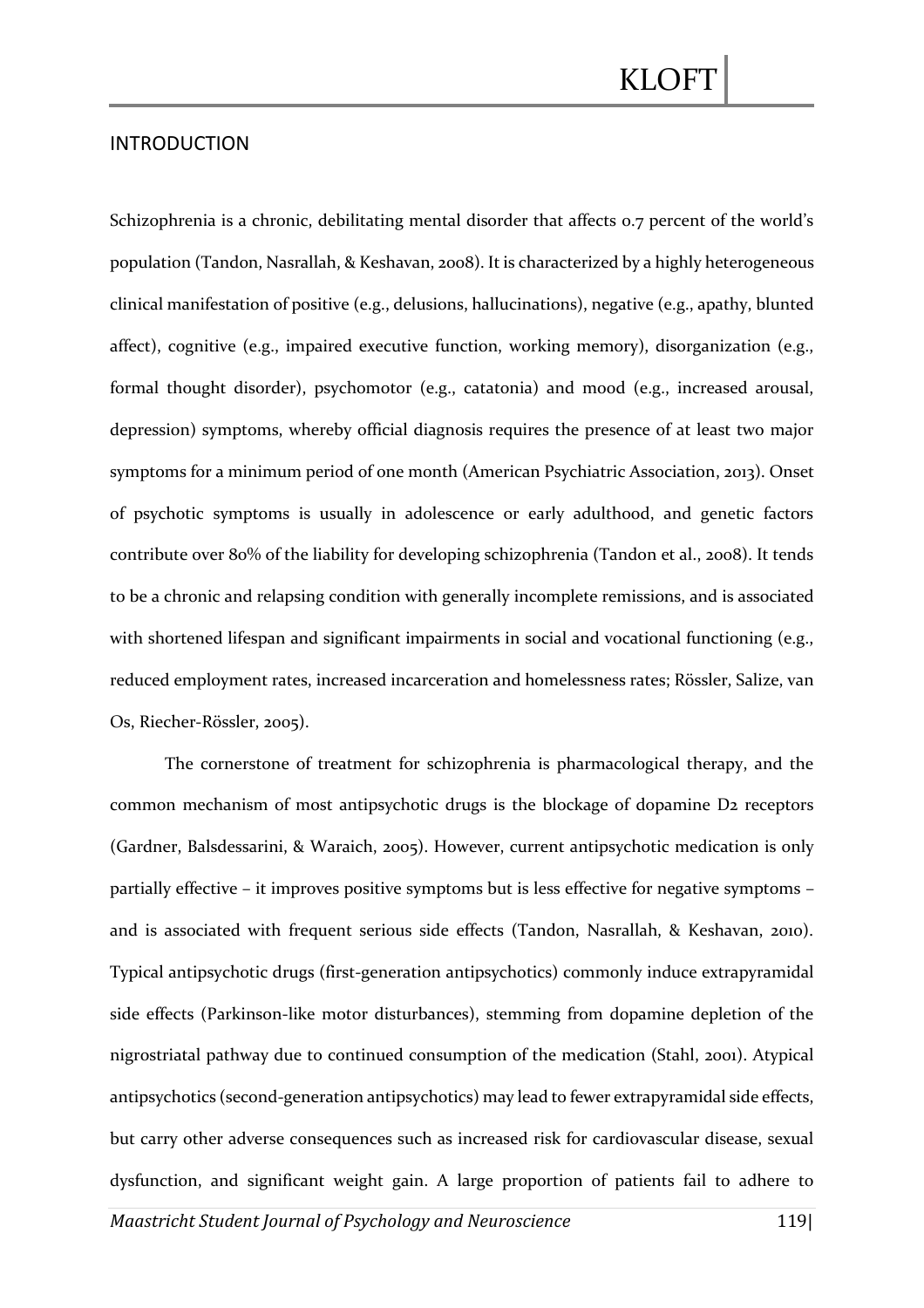## INTRODUCTION

Schizophrenia is a chronic, debilitating mental disorder that affects 0.7 percent of the world's population (Tandon, Nasrallah, & Keshavan, 2008). It is characterized by a highly heterogeneous clinical manifestation of positive (e.g., delusions, hallucinations), negative (e.g., apathy, blunted affect), cognitive (e.g., impaired executive function, working memory), disorganization (e.g., formal thought disorder), psychomotor (e.g., catatonia) and mood (e.g., increased arousal, depression) symptoms, whereby official diagnosis requires the presence of at least two major symptoms for a minimum period of one month (American Psychiatric Association, 2013). Onset of psychotic symptoms is usually in adolescence or early adulthood, and genetic factors contribute over 80% of the liability for developing schizophrenia (Tandon et al., 2008). It tends to be a chronic and relapsing condition with generally incomplete remissions, and is associated with shortened lifespan and significant impairments in social and vocational functioning (e.g., reduced employment rates, increased incarceration and homelessness rates; Rössler, Salize, van Os, Riecher-Rössler, 2005).

The cornerstone of treatment for schizophrenia is pharmacological therapy, and the common mechanism of most antipsychotic drugs is the blockage of dopamine D2 receptors (Gardner, Balsdessarini, & Waraich, 2005). However, current antipsychotic medication is only partially effective – it improves positive symptoms but is less effective for negative symptoms – and is associated with frequent serious side effects (Tandon, Nasrallah, & Keshavan, 2010). Typical antipsychotic drugs (first-generation antipsychotics) commonly induce extrapyramidal side effects (Parkinson-like motor disturbances), stemming from dopamine depletion of the nigrostriatal pathway due to continued consumption of the medication (Stahl, 2001). Atypical antipsychotics (second-generation antipsychotics) may lead to fewer extrapyramidal side effects, but carry other adverse consequences such as increased risk for cardiovascular disease, sexual dysfunction, and significant weight gain. A large proportion of patients fail to adhere to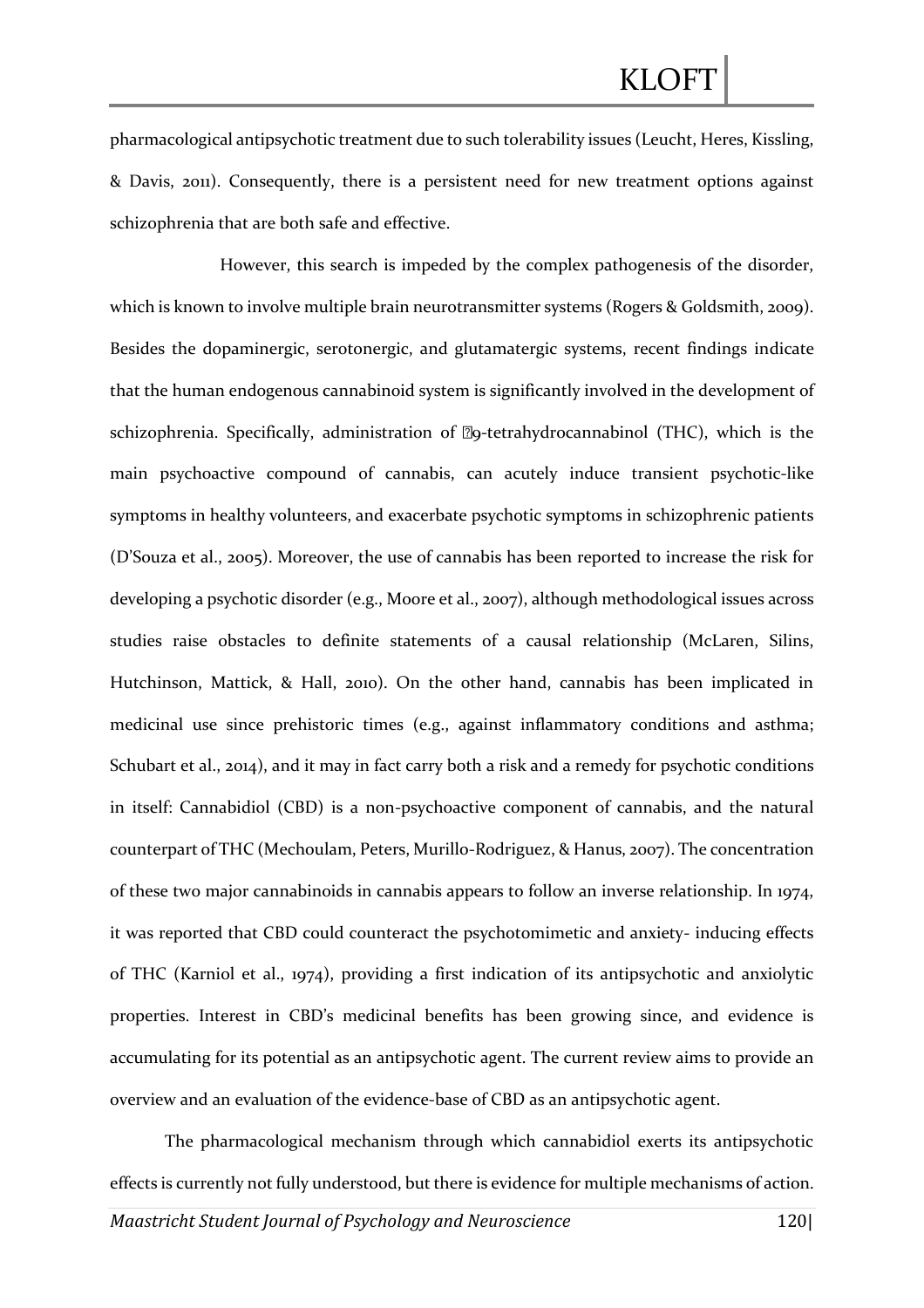pharmacological antipsychotic treatment due to such tolerability issues (Leucht, Heres, Kissling, & Davis, 2011). Consequently, there is a persistent need for new treatment options against schizophrenia that are both safe and effective.

However, this search is impeded by the complex pathogenesis of the disorder, which is known to involve multiple brain neurotransmitter systems (Rogers & Goldsmith, 2009). Besides the dopaminergic, serotonergic, and glutamatergic systems, recent findings indicate that the human endogenous cannabinoid system is significantly involved in the development of schizophrenia. Specifically, administration of Δ9-tetrahydrocannabinol (THC), which is the main psychoactive compound of cannabis, can acutely induce transient psychotic-like symptoms in healthy volunteers, and exacerbate psychotic symptoms in schizophrenic patients (D'Souza et al., 2005). Moreover, the use of cannabis has been reported to increase the risk for developing a psychotic disorder (e.g., Moore et al., 2007), although methodological issues across studies raise obstacles to definite statements of a causal relationship (McLaren, Silins, Hutchinson, Mattick, & Hall, 2010). On the other hand, cannabis has been implicated in medicinal use since prehistoric times (e.g., against inflammatory conditions and asthma; Schubart et al., 2014), and it may in fact carry both a risk and a remedy for psychotic conditions in itself: Cannabidiol (CBD) is a non-psychoactive component of cannabis, and the natural counterpart of THC (Mechoulam, Peters, Murillo-Rodriguez, & Hanus, 2007). The concentration of these two major cannabinoids in cannabis appears to follow an inverse relationship. In 1974, it was reported that CBD could counteract the psychotomimetic and anxiety- inducing effects of THC (Karniol et al., 1974), providing a first indication of its antipsychotic and anxiolytic properties. Interest in CBD's medicinal benefits has been growing since, and evidence is accumulating for its potential as an antipsychotic agent. The current review aims to provide an overview and an evaluation of the evidence-base of CBD as an antipsychotic agent.

The pharmacological mechanism through which cannabidiol exerts its antipsychotic effects is currently not fully understood, but there is evidence for multiple mechanisms of action.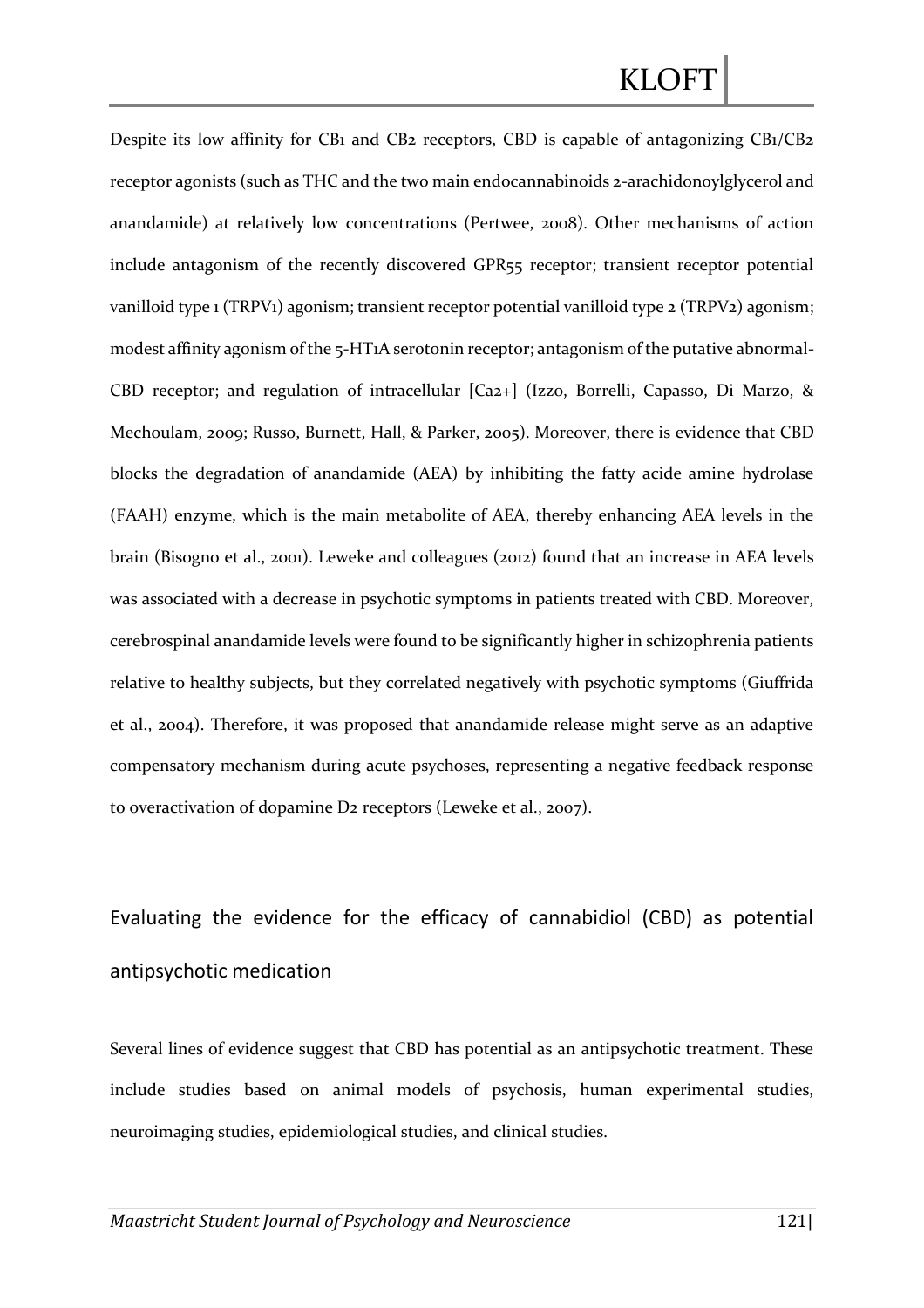Despite its low affinity for $CB_1$ and $CB_2$ receptors, CBD is capable of antagonizing $CB_1/CB_2$ receptor agonists (such as THC and the two main endocannabinoids 2-arachidonoylglycerol and anandamide) at relatively low concentrations (Pertwee, 2008). Other mechanisms of action include antagonism of the recently discovered GPR55 receptor; transient receptor potential vanilloid type 1 (TRPV1) agonism; transient receptor potential vanilloid type 2 (TRPV2) agonism; modest affinity agonism of the 5-HT1A serotonin receptor; antagonism of the putative abnormal-CBD receptor; and regulation of intracellular $[Ca2+]$ (Izzo, Borrelli, Capasso, Di Marzo, & Mechoulam, 2009; Russo, Burnett, Hall, & Parker, 2005). Moreover, there is evidence that CBD blocks the degradation of anandamide (AEA) by inhibiting the fatty acide amine hydrolase (FAAH) enzyme, which is the main metabolite of AEA, thereby enhancing AEA levels in the brain (Bisogno et al., 2001). Leweke and colleagues (2012) found that an increase in AEA levels was associated with a decrease in psychotic symptoms in patients treated with CBD. Moreover, cerebrospinal anandamide levels were found to be significantly higher in schizophrenia patients relative to healthy subjects, but they correlated negatively with psychotic symptoms (Giuffrida et al., 2004). Therefore, it was proposed that anandamide release might serve as an adaptive compensatory mechanism during acute psychoses, representing a negative feedback response to overactivation of dopamine D2 receptors (Leweke et al., 2007).

## Evaluating the evidence for the efficacy of cannabidiol (CBD) as potential antipsychotic medication

Several lines of evidence suggest that CBD has potential as an antipsychotic treatment. These include studies based on animal models of psychosis, human experimental studies, neuroimaging studies, epidemiological studies, and clinical studies.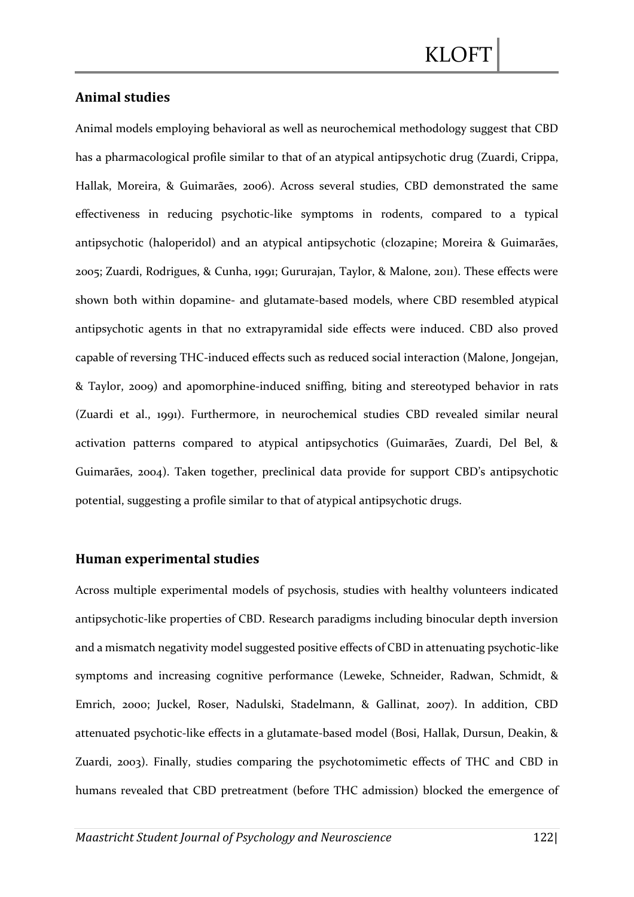## Animal studies

Animal models employing behavioral as well as neurochemical methodology suggest that CBD has a pharmacological profile similar to that of an atypical antipsychotic drug (Zuardi, Crippa, Hallak, Moreira, & Guimarães, 2006). Across several studies, CBD demonstrated the same effectiveness in reducing psychotic-like symptoms in rodents, compared to a typical antipsychotic (haloperidol) and an atypical antipsychotic (clozapine; Moreira & Guimarães, 2005; Zuardi, Rodrigues, & Cunha, 1991; Gururajan, Taylor, & Malone, 2011). These effects were shown both within dopamine- and glutamate-based models, where CBD resembled atypical antipsychotic agents in that no extrapyramidal side effects were induced. CBD also proved capable of reversing THC-induced effects such as reduced social interaction (Malone, Jongejan, & Taylor, 2009) and apomorphine-induced sniffing, biting and stereotyped behavior in rats (Zuardi et al., 1991). Furthermore, in neurochemical studies CBD revealed similar neural activation patterns compared to atypical antipsychotics (Guimarães, Zuardi, Del Bel, & Guimarães, 2004). Taken together, preclinical data provide for support CBD's antipsychotic potential, suggesting a profile similar to that of atypical antipsychotic drugs.

## Human experimental studies

Across multiple experimental models of psychosis, studies with healthy volunteers indicated antipsychotic-like properties of CBD. Research paradigms including binocular depth inversion and a mismatch negativity model suggested positive effects of CBD in attenuating psychotic-like symptoms and increasing cognitive performance (Leweke, Schneider, Radwan, Schmidt, & Emrich, 2000; Juckel, Roser, Nadulski, Stadelmann, & Gallinat, 2007). In addition, CBD attenuated psychotic-like effects in a glutamate-based model (Bosi, Hallak, Dursun, Deakin, & Zuardi, 2003). Finally, studies comparing the psychotomimetic effects of THC and CBD in humans revealed that CBD pretreatment (before THC admission) blocked the emergence of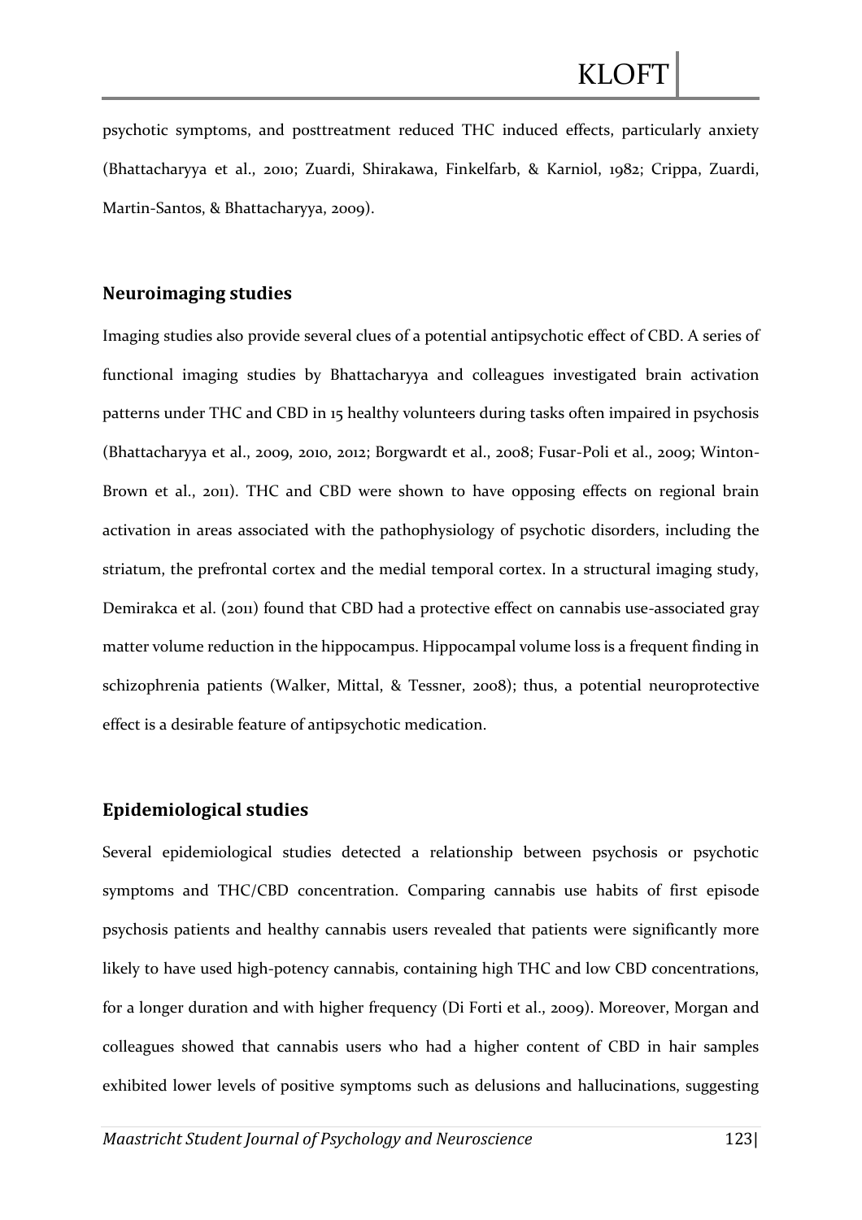psychotic symptoms, and posttreatment reduced THC induced effects, particularly anxiety (Bhattacharyya et al., 2010; Zuardi, Shirakawa, Finkelfarb, & Karniol, 1982; Crippa, Zuardi, Martin-Santos, & Bhattacharyya, 2009).

## Neuroimaging studies

Imaging studies also provide several clues of a potential antipsychotic effect of CBD. A series of functional imaging studies by Bhattacharyya and colleagues investigated brain activation patterns under THC and CBD in 15 healthy volunteers during tasks often impaired in psychosis (Bhattacharyya et al., 2009, 2010, 2012; Borgwardt et al., 2008; Fusar-Poli et al., 2009; Winton-Brown et al., 2011). THC and CBD were shown to have opposing effects on regional brain activation in areas associated with the pathophysiology of psychotic disorders, including the striatum, the prefrontal cortex and the medial temporal cortex. In a structural imaging study, Demirakca et al. (2011) found that CBD had a protective effect on cannabis use-associated gray matter volume reduction in the hippocampus. Hippocampal volume loss is a frequent finding in schizophrenia patients (Walker, Mittal, & Tessner, 2008); thus, a potential neuroprotective effect is a desirable feature of antipsychotic medication.

## Epidemiological studies

Several epidemiological studies detected a relationship between psychosis or psychotic symptoms and THC/CBD concentration. Comparing cannabis use habits of first episode psychosis patients and healthy cannabis users revealed that patients were significantly more likely to have used high-potency cannabis, containing high THC and low CBD concentrations, for a longer duration and with higher frequency (Di Forti et al., 2009). Moreover, Morgan and colleagues showed that cannabis users who had a higher content of CBD in hair samples exhibited lower levels of positive symptoms such as delusions and hallucinations, suggesting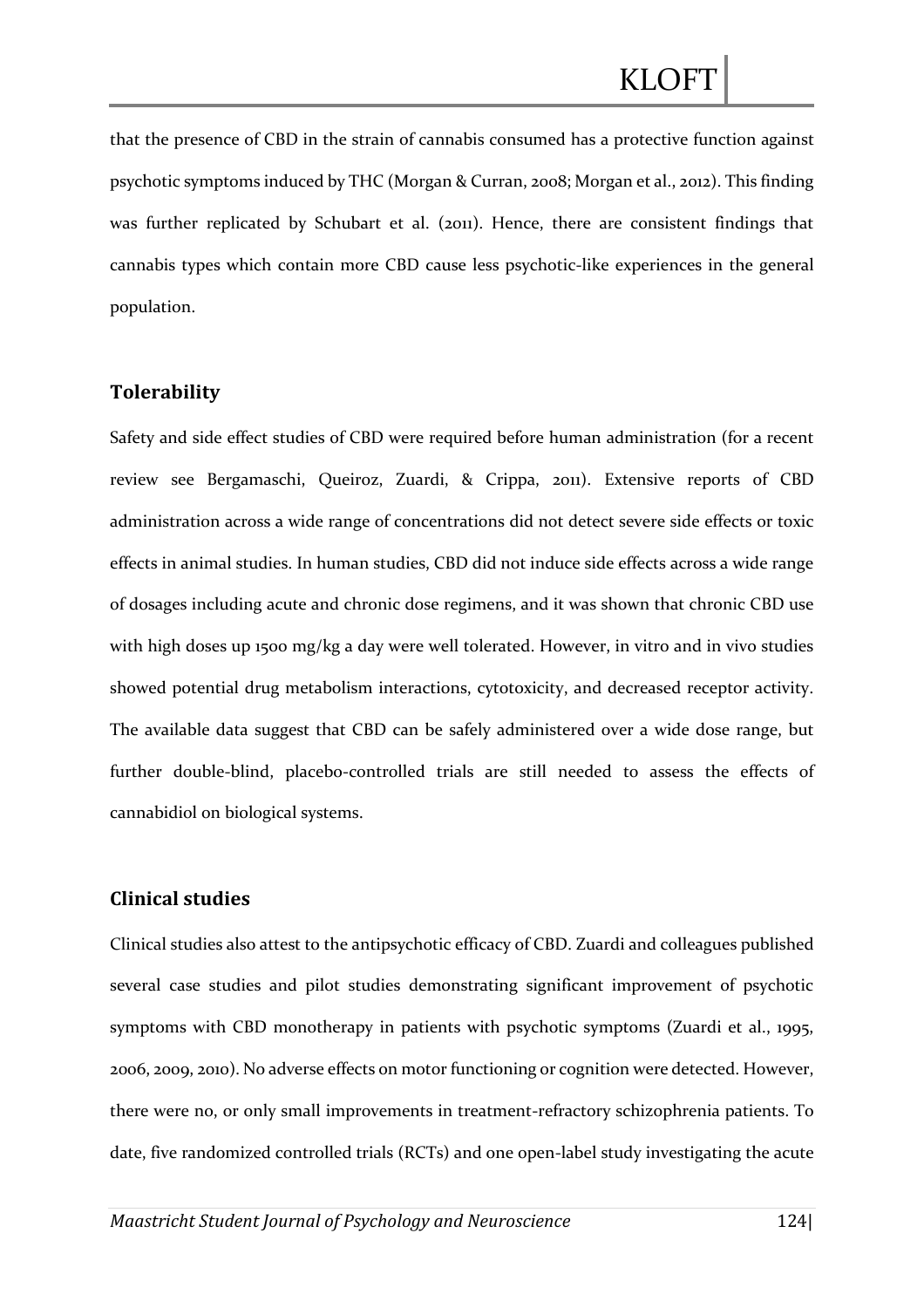that the presence of CBD in the strain of cannabis consumed has a protective function against psychotic symptoms induced by THC (Morgan & Curran, 2008; Morgan et al., 2012). This finding was further replicated by Schubart et al. (2011). Hence, there are consistent findings that cannabis types which contain more CBD cause less psychotic-like experiences in the general population.

## Tolerability

Safety and side effect studies of CBD were required before human administration (for a recent review see Bergamaschi, Queiroz, Zuardi, & Crippa, 2011). Extensive reports of CBD administration across a wide range of concentrations did not detect severe side effects or toxic effects in animal studies. In human studies, CBD did not induce side effects across a wide range of dosages including acute and chronic dose regimens, and it was shown that chronic CBD use with high doses up 1500 mg/kg a day were well tolerated. However, in vitro and in vivo studies showed potential drug metabolism interactions, cytotoxicity, and decreased receptor activity. The available data suggest that CBD can be safely administered over a wide dose range, but further double-blind, placebo-controlled trials are still needed to assess the effects of cannabidiol on biological systems.

## Clinical studies

Clinical studies also attest to the antipsychotic efficacy of CBD. Zuardi and colleagues published several case studies and pilot studies demonstrating significant improvement of psychotic symptoms with CBD monotherapy in patients with psychotic symptoms (Zuardi et al., 1995, 2006, 2009, 2010). No adverse effects on motor functioning or cognition were detected. However, there were no, or only small improvements in treatment-refractory schizophrenia patients. To date, five randomized controlled trials (RCTs) and one open-label study investigating the acute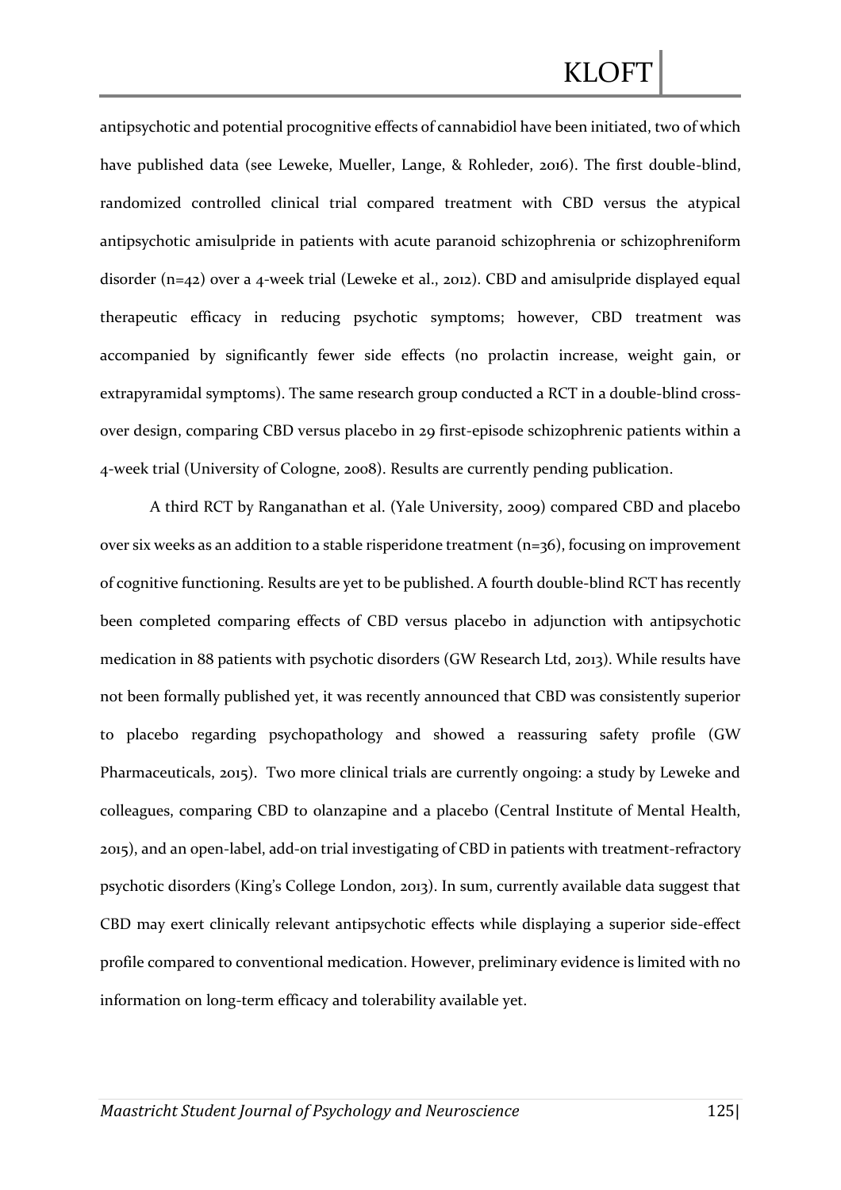antipsychotic and potential procognitive effects of cannabidiol have been initiated, two of which have published data (see Leweke, Mueller, Lange, & Rohleder, 2016). The first double-blind, randomized controlled clinical trial compared treatment with CBD versus the atypical antipsychotic amisulpride in patients with acute paranoid schizophrenia or schizophreniform disorder (n=42) over a 4-week trial (Leweke et al., 2012). CBD and amisulpride displayed equal therapeutic efficacy in reducing psychotic symptoms; however, CBD treatment was accompanied by significantly fewer side effects (no prolactin increase, weight gain, or extrapyramidal symptoms). The same research group conducted a RCT in a double-blind cross-over design, comparing CBD versus placebo in 29 first-episode schizophrenic patients within a 4-week trial (University of Cologne, 2008). Results are currently pending publication.

A third RCT by Ranganathan et al. (Yale University, 2009) compared CBD and placebo over six weeks as an addition to a stable risperidone treatment (n=36), focusing on improvement of cognitive functioning. Results are yet to be published. A fourth double-blind RCT has recently been completed comparing effects of CBD versus placebo in adjunction with antipsychotic medication in 88 patients with psychotic disorders (GW Research Ltd, 2013). While results have not been formally published yet, it was recently announced that CBD was consistently superior to placebo regarding psychopathology and showed a reassuring safety profile (GW Pharmaceuticals, 2015). Two more clinical trials are currently ongoing: a study by Leweke and colleagues, comparing CBD to olanzapine and a placebo (Central Institute of Mental Health, 2015), and an open-label, add-on trial investigating of CBD in patients with treatment-refractory psychotic disorders (King's College London, 2013). In sum, currently available data suggest that CBD may exert clinically relevant antipsychotic effects while displaying a superior side-effect profile compared to conventional medication. However, preliminary evidence is limited with no information on long-term efficacy and tolerability available yet.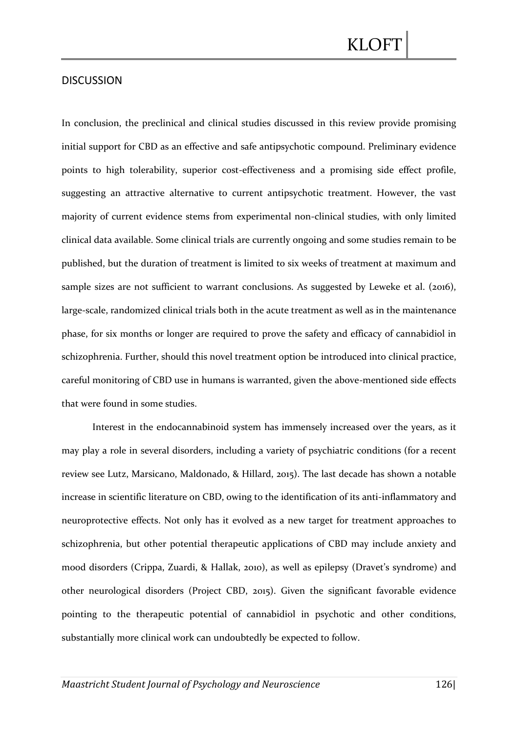## DISCUSSION

In conclusion, the preclinical and clinical studies discussed in this review provide promising initial support for CBD as an effective and safe antipsychotic compound. Preliminary evidence points to high tolerability, superior cost-effectiveness and a promising side effect profile, suggesting an attractive alternative to current antipsychotic treatment. However, the vast majority of current evidence stems from experimental non-clinical studies, with only limited clinical data available. Some clinical trials are currently ongoing and some studies remain to be published, but the duration of treatment is limited to six weeks of treatment at maximum and sample sizes are not sufficient to warrant conclusions. As suggested by Leweke et al. (2016), large-scale, randomized clinical trials both in the acute treatment as well as in the maintenance phase, for six months or longer are required to prove the safety and efficacy of cannabidiol in schizophrenia. Further, should this novel treatment option be introduced into clinical practice, careful monitoring of CBD use in humans is warranted, given the above-mentioned side effects that were found in some studies.

Interest in the endocannabinoid system has immensely increased over the years, as it may play a role in several disorders, including a variety of psychiatric conditions (for a recent review see Lutz, Marsicano, Maldonado, & Hillard, 2015). The last decade has shown a notable increase in scientific literature on CBD, owing to the identification of its anti-inflammatory and neuroprotective effects. Not only has it evolved as a new target for treatment approaches to schizophrenia, but other potential therapeutic applications of CBD may include anxiety and mood disorders (Crippa, Zuardi, & Hallak, 2010), as well as epilepsy (Dravet's syndrome) and other neurological disorders (Project CBD, 2015). Given the significant favorable evidence pointing to the therapeutic potential of cannabidiol in psychotic and other conditions, substantially more clinical work can undoubtedly be expected to follow.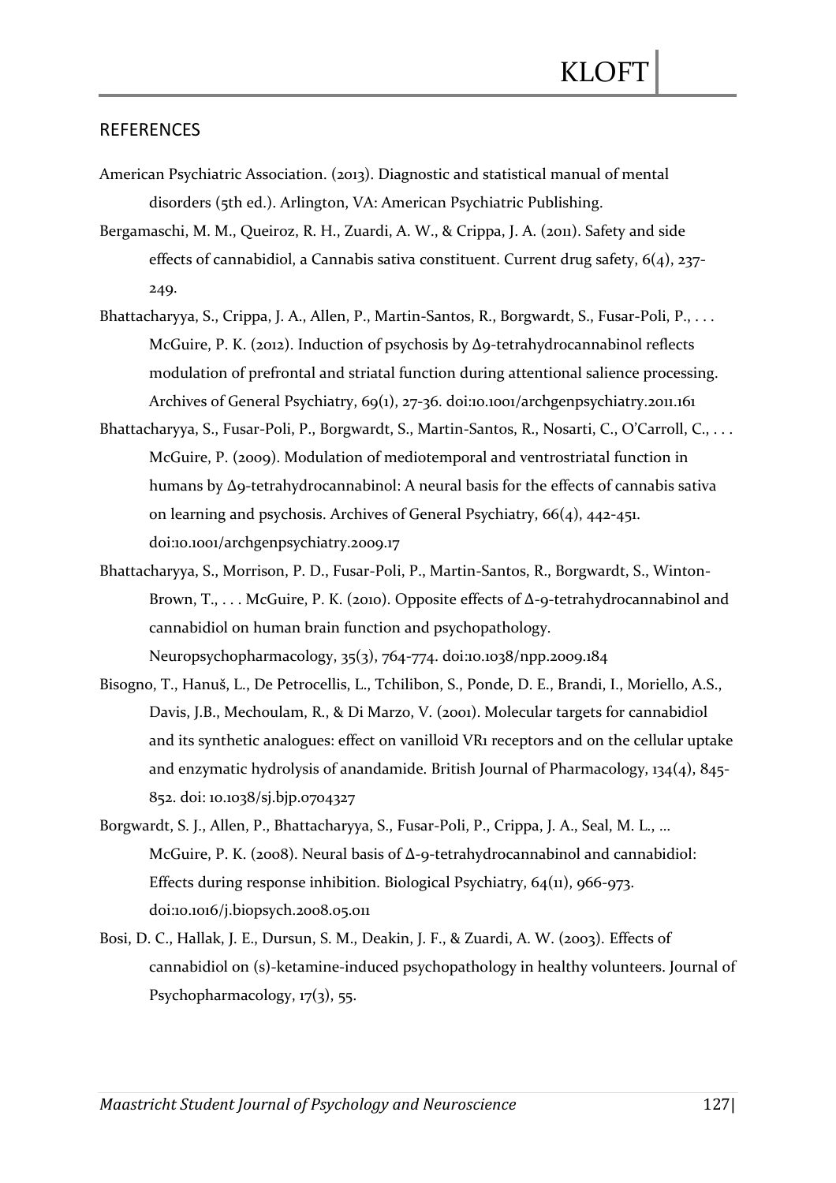## REFERENCES

American Psychiatric Association. (2013). Diagnostic and statistical manual of mental disorders (5th ed.). Arlington, VA: American Psychiatric Publishing.

Bergamaschi, M. M., Queiroz, R. H., Zuardi, A. W., & Crippa, J. A. (2011). Safety and side effects of cannabidiol, a Cannabis sativa constituent. Current drug safety, 6(4), 237-249.

Bhattacharyya, S., Crippa, J. A., Allen, P., Martin-Santos, R., Borgwardt, S., Fusar-Poli, P., . . . McGuire, P. K. (2012). Induction of psychosis by Δ9-tetrahydrocannabinol reflects modulation of prefrontal and striatal function during attentional salience processing. Archives of General Psychiatry, 69(1), 27-36. doi:10.1001/archgenpsychiatry.2011.161

Bhattacharyya, S., Fusar-Poli, P., Borgwardt, S., Martin-Santos, R., Nosarti, C., O'Carroll, C., . . . McGuire, P. (2009). Modulation of mediotemporal and ventrostriatal function in humans by Δ9-tetrahydrocannabinol: A neural basis for the effects of cannabis sativa on learning and psychosis. Archives of General Psychiatry, 66(4), 442-451. doi:10.1001/archgenpsychiatry.2009.17

Bhattacharyya, S., Morrison, P. D., Fusar-Poli, P., Martin-Santos, R., Borgwardt, S., Winton-Brown, T., . . . McGuire, P. K. (2010). Opposite effects of Δ-9-tetrahydrocannabinol and cannabidiol on human brain function and psychopathology. Neuropsychopharmacology, 35(3), 764-774. doi:10.1038/npp.2009.184

Bisogno, T., Hanuš, L., De Petrocellis, L., Tchilibon, S., Ponde, D. E., Brandi, I., Moriello, A.S., Davis, J.B., Mechoulam, R., & Di Marzo, V. (2001). Molecular targets for cannabidiol and its synthetic analogues: effect on vanilloid VR1 receptors and on the cellular uptake and enzymatic hydrolysis of anandamide. British Journal of Pharmacology, 134(4), 845-852. doi: 10.1038/sj.bjp.0704327

Borgwardt, S. J., Allen, P., Bhattacharyya, S., Fusar-Poli, P., Crippa, J. A., Seal, M. L., … McGuire, P. K. (2008). Neural basis of Δ-9-tetrahydrocannabinol and cannabidiol: Effects during response inhibition. Biological Psychiatry, 64(11), 966-973. doi:10.1016/j.biopsych.2008.05.011

Bosi, D. C., Hallak, J. E., Dursun, S. M., Deakin, J. F., & Zuardi, A. W. (2003). Effects of cannabidiol on (s)-ketamine-induced psychopathology in healthy volunteers. Journal of Psychopharmacology, 17(3), 55.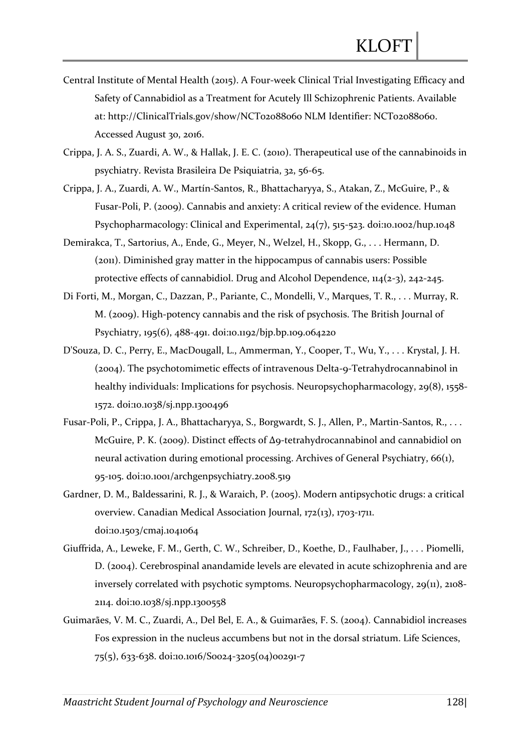Central Institute of Mental Health (2015). A Four-week Clinical Trial Investigating Efficacy and Safety of Cannabidiol as a Treatment for Acutely Ill Schizophrenic Patients. Available at: http://ClinicalTrials.gov/show/NCT02088060 NLM Identifier: NCT02088060. Accessed August 30, 2016.

Crippa, J. A. S., Zuardi, A. W., & Hallak, J. E. C. (2010). Therapeutical use of the cannabinoids in psychiatry. Revista Brasileira De Psiquiatria, 32, 56-65.

Crippa, J. A., Zuardi, A. W., Martín-Santos, R., Bhattacharyya, S., Atakan, Z., McGuire, P., & Fusar-Poli, P. (2009). Cannabis and anxiety: A critical review of the evidence. Human Psychopharmacology: Clinical and Experimental, 24(7), 515-523. doi:10.1002/hup.1048

Demirakca, T., Sartorius, A., Ende, G., Meyer, N., Welzel, H., Skopp, G., . . . Hermann, D. (2011). Diminished gray matter in the hippocampus of cannabis users: Possible protective effects of cannabidiol. Drug and Alcohol Dependence, 114(2-3), 242-245.

Di Forti, M., Morgan, C., Dazzan, P., Pariante, C., Mondelli, V., Marques, T. R., . . . Murray, R. M. (2009). High-potency cannabis and the risk of psychosis. The British Journal of Psychiatry, 195(6), 488-491. doi:10.1192/bjp.bp.109.064220

D'Souza, D. C., Perry, E., MacDougall, L., Ammerman, Y., Cooper, T., Wu, Y., . . . Krystal, J. H. (2004). The psychotomimetic effects of intravenous Delta-9-Tetrahydrocannabinol in healthy individuals: Implications for psychosis. Neuropsychopharmacology, 29(8), 1558-1572. doi:10.1038/sj.npp.1300496

Fusar-Poli, P., Crippa, J. A., Bhattacharyya, S., Borgwardt, S. J., Allen, P., Martin-Santos, R., . . . McGuire, P. K. (2009). Distinct effects of Δ9-tetrahydrocannabinol and cannabidiol on neural activation during emotional processing. Archives of General Psychiatry, 66(1), 95-105. doi:10.1001/archgenpsychiatry.2008.519

Gardner, D. M., Baldessarini, R. J., & Waraich, P. (2005). Modern antipsychotic drugs: a critical overview. Canadian Medical Association Journal, 172(13), 1703-1711. doi:10.1503/cmaj.1041064

Giuffrida, A., Leweke, F. M., Gerth, C. W., Schreiber, D., Koethe, D., Faulhaber, J., . . . Piomelli, D. (2004). Cerebrospinal anandamide levels are elevated in acute schizophrenia and are inversely correlated with psychotic symptoms. Neuropsychopharmacology, 29(11), 2108-2114. doi:10.1038/sj.npp.1300558

Guimarães, V. M. C., Zuardi, A., Del Bel, E. A., & Guimarães, F. S. (2004). Cannabidiol increases Fos expression in the nucleus accumbens but not in the dorsal striatum. Life Sciences, 75(5), 633-638. doi:10.1016/S0024-3205(04)00291-7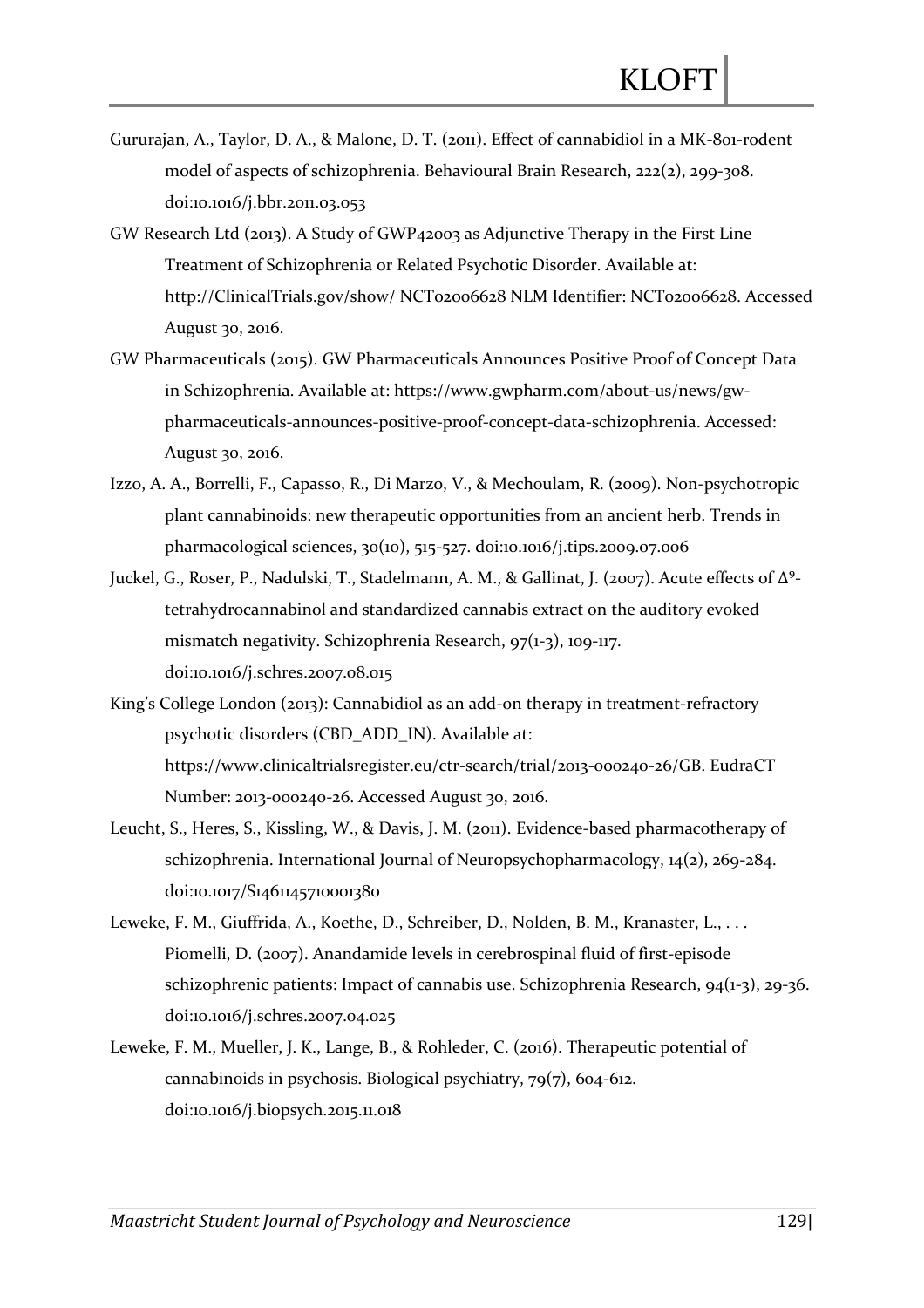Gururajan, A., Taylor, D. A., & Malone, D. T. (2011). Effect of cannabidiol in a MK-801-rodent model of aspects of schizophrenia. Behavioural Brain Research, 222(2), 299-308. doi:10.1016/j.bbr.2011.03.053

GW Research Ltd (2013). A Study of GWP42003 as Adjunctive Therapy in the First Line Treatment of Schizophrenia or Related Psychotic Disorder. Available at: http://ClinicalTrials.gov/show/ NCT02006628 NLM Identifier: NCT02006628. Accessed August 30, 2016.

GW Pharmaceuticals (2015). GW Pharmaceuticals Announces Positive Proof of Concept Data in Schizophrenia. Available at: https://www.gwpharm.com/about-us/news/gw-pharmaceuticals-announces-positive-proof-concept-data-schizophrenia. Accessed: August 30, 2016.

Izzo, A. A., Borrelli, F., Capasso, R., Di Marzo, V., & Mechoulam, R. (2009). Non-psychotropic plant cannabinoids: new therapeutic opportunities from an ancient herb. Trends in pharmacological sciences, 30(10), 515-527. doi:10.1016/j.tips.2009.07.006

Juckel, G., Roser, P., Nadulski, T., Stadelmann, A. M., & Gallinat, J. (2007). Acute effects of $\Delta^9$-tetrahydrocannabinol and standardized cannabis extract on the auditory evoked mismatch negativity. Schizophrenia Research, 97(1-3), 109-117. doi:10.1016/j.schres.2007.08.015

King's College London (2013): Cannabidiol as an add-on therapy in treatment-refractory psychotic disorders (CBD_ADD_IN). Available at: https://www.clinicaltrialsregister.eu/ctr-search/trial/2013-000240-26/GB. EudraCT Number: 2013-000240-26. Accessed August 30, 2016.

Leucht, S., Heres, S., Kissling, W., & Davis, J. M. (2011). Evidence-based pharmacotherapy of schizophrenia. International Journal of Neuropsychopharmacology, 14(2), 269-284. doi:10.1017/S1461145710001380

Leweke, F. M., Giuffrida, A., Koethe, D., Schreiber, D., Nolden, B. M., Kranaster, L., . . . Piomelli, D. (2007). Anandamide levels in cerebrospinal fluid of first-episode schizophrenic patients: Impact of cannabis use. Schizophrenia Research, 94(1-3), 29-36. doi:10.1016/j.schres.2007.04.025

Leweke, F. M., Mueller, J. K., Lange, B., & Rohleder, C. (2016). Therapeutic potential of cannabinoids in psychosis. Biological psychiatry, 79(7), 604-612. doi:10.1016/j.biopsych.2015.11.018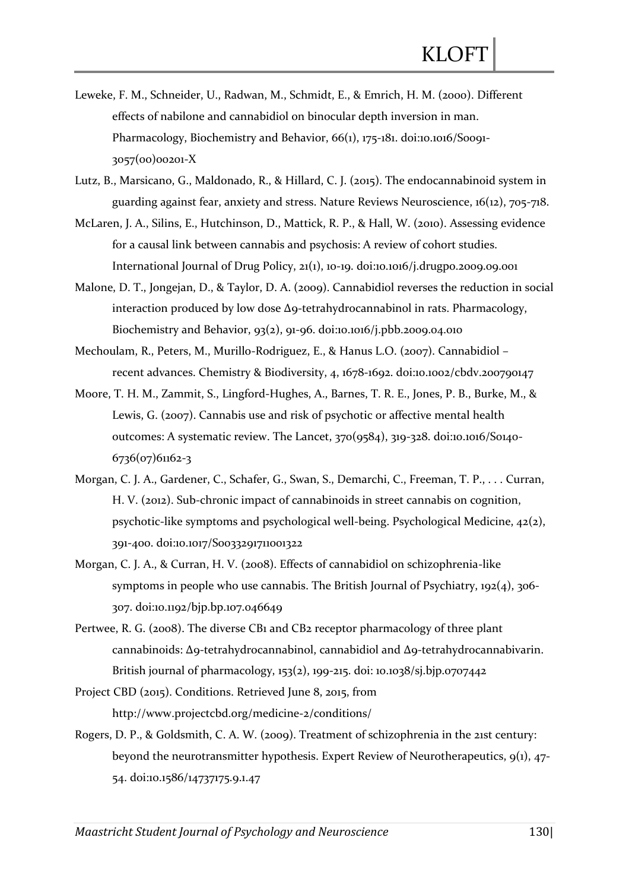Leweke, F. M., Schneider, U., Radwan, M., Schmidt, E., & Emrich, H. M. (2000). Different effects of nabilone and cannabidiol on binocular depth inversion in man. Pharmacology, Biochemistry and Behavior, 66(1), 175-181. doi:10.1016/S0091-3057(00)00201-X

Lutz, B., Marsicano, G., Maldonado, R., & Hillard, C. J. (2015). The endocannabinoid system in guarding against fear, anxiety and stress. Nature Reviews Neuroscience, 16(12), 705-718.

McLaren, J. A., Silins, E., Hutchinson, D., Mattick, R. P., & Hall, W. (2010). Assessing evidence for a causal link between cannabis and psychosis: A review of cohort studies. International Journal of Drug Policy, 21(1), 10-19. doi:10.1016/j.drugpo.2009.09.001

Malone, D. T., Jongejan, D., & Taylor, D. A. (2009). Cannabidiol reverses the reduction in social interaction produced by low dose Δ9-tetrahydrocannabinol in rats. Pharmacology, Biochemistry and Behavior, 93(2), 91-96. doi:10.1016/j.pbb.2009.04.010

Mechoulam, R., Peters, M., Murillo-Rodriguez, E., & Hanus L.O. (2007). Cannabidiol – recent advances. Chemistry & Biodiversity, 4, 1678-1692. doi:10.1002/cbdv.200790147

Moore, T. H. M., Zammit, S., Lingford-Hughes, A., Barnes, T. R. E., Jones, P. B., Burke, M., & Lewis, G. (2007). Cannabis use and risk of psychotic or affective mental health outcomes: A systematic review. The Lancet, 370(9584), 319-328. doi:10.1016/S0140-6736(07)61162-3

Morgan, C. J. A., Gardener, C., Schafer, G., Swan, S., Demarchi, C., Freeman, T. P., . . . Curran, H. V. (2012). Sub-chronic impact of cannabinoids in street cannabis on cognition, psychotic-like symptoms and psychological well-being. Psychological Medicine, 42(2), 391-400. doi:10.1017/S0033291711001322

Morgan, C. J. A., & Curran, H. V. (2008). Effects of cannabidiol on schizophrenia-like symptoms in people who use cannabis. The British Journal of Psychiatry, 192(4), 306-307. doi:10.1192/bjp.bp.107.046649

Pertwee, R. G. (2008). The diverse CB1 and CB2 receptor pharmacology of three plant cannabinoids: Δ9-tetrahydrocannabinol, cannabidiol and Δ9-tetrahydrocannabivarin. British journal of pharmacology, 153(2), 199-215. doi: 10.1038/sj.bjp.0707442

Project CBD (2015). Conditions. Retrieved June 8, 2015, from http://www.projectcbd.org/medicine-2/conditions/

Rogers, D. P., & Goldsmith, C. A. W. (2009). Treatment of schizophrenia in the 21st century: beyond the neurotransmitter hypothesis. Expert Review of Neurotherapeutics, 9(1), 47-54. doi:10.1586/14737175.9.1.47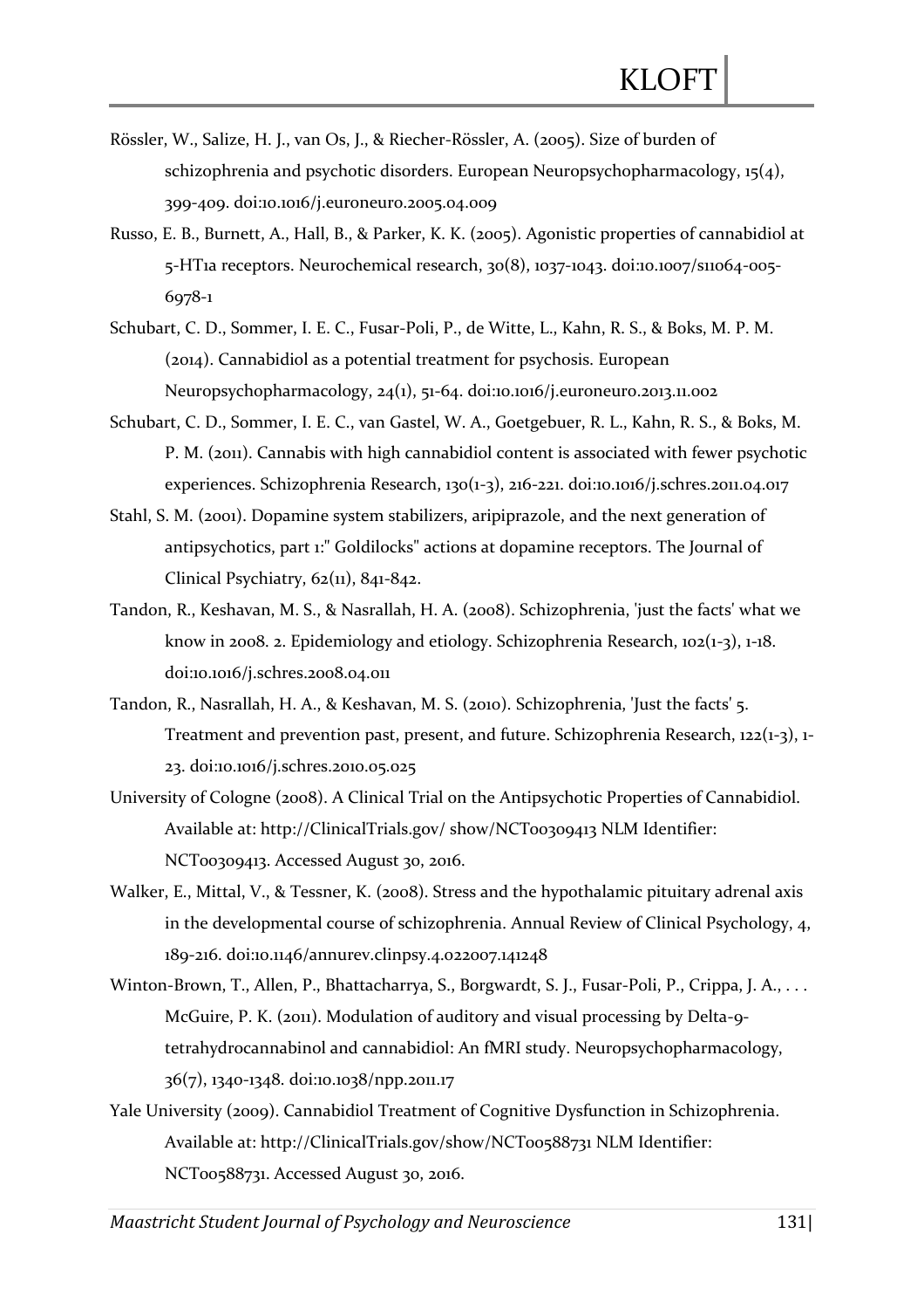Rössler, W., Salize, H. J., van Os, J., & Riecher-Rössler, A. (2005). Size of burden of schizophrenia and psychotic disorders. European Neuropsychopharmacology, 15(4), 399-409. doi:10.1016/j.euroneuro.2005.04.009

Russo, E. B., Burnett, A., Hall, B., & Parker, K. K. (2005). Agonistic properties of cannabidiol at 5-HT1a receptors. Neurochemical research, 30(8), 1037-1043. doi:10.1007/s11064-005-6978-1

Schubart, C. D., Sommer, I. E. C., Fusar-Poli, P., de Witte, L., Kahn, R. S., & Boks, M. P. M. (2014). Cannabidiol as a potential treatment for psychosis. European Neuropsychopharmacology, 24(1), 51-64. doi:10.1016/j.euroneuro.2013.11.002

Schubart, C. D., Sommer, I. E. C., van Gastel, W. A., Goetgebuer, R. L., Kahn, R. S., & Boks, M. P. M. (2011). Cannabis with high cannabidiol content is associated with fewer psychotic experiences. Schizophrenia Research, 130(1-3), 216-221. doi:10.1016/j.schres.2011.04.017

Stahl, S. M. (2001). Dopamine system stabilizers, aripiprazole, and the next generation of antipsychotics, part 1:" Goldilocks" actions at dopamine receptors. The Journal of Clinical Psychiatry, 62(11), 841-842.

Tandon, R., Keshavan, M. S., & Nasrallah, H. A. (2008). Schizophrenia, 'just the facts' what we know in 2008. 2. Epidemiology and etiology. Schizophrenia Research, 102(1-3), 1-18. doi:10.1016/j.schres.2008.04.011

Tandon, R., Nasrallah, H. A., & Keshavan, M. S. (2010). Schizophrenia, 'Just the facts' 5. Treatment and prevention past, present, and future. Schizophrenia Research, 122(1-3), 1-23. doi:10.1016/j.schres.2010.05.025

University of Cologne (2008). A Clinical Trial on the Antipsychotic Properties of Cannabidiol. Available at: http://ClinicalTrials.gov/ show/NCT00309413 NLM Identifier: NCT00309413. Accessed August 30, 2016.

Walker, E., Mittal, V., & Tessner, K. (2008). Stress and the hypothalamic pituitary adrenal axis in the developmental course of schizophrenia. Annual Review of Clinical Psychology, 4, 189-216. doi:10.1146/annurev.clinpsy.4.022007.141248

Winton-Brown, T., Allen, P., Bhattacharrya, S., Borgwardt, S. J., Fusar-Poli, P., Crippa, J. A., . . . McGuire, P. K. (2011). Modulation of auditory and visual processing by Delta-9-tetrahydrocannabinol and cannabidiol: An fMRI study. Neuropsychopharmacology, 36(7), 1340-1348. doi:10.1038/npp.2011.17

Yale University (2009). Cannabidiol Treatment of Cognitive Dysfunction in Schizophrenia. Available at: http://ClinicalTrials.gov/show/NCT00588731 NLM Identifier: NCT00588731. Accessed August 30, 2016.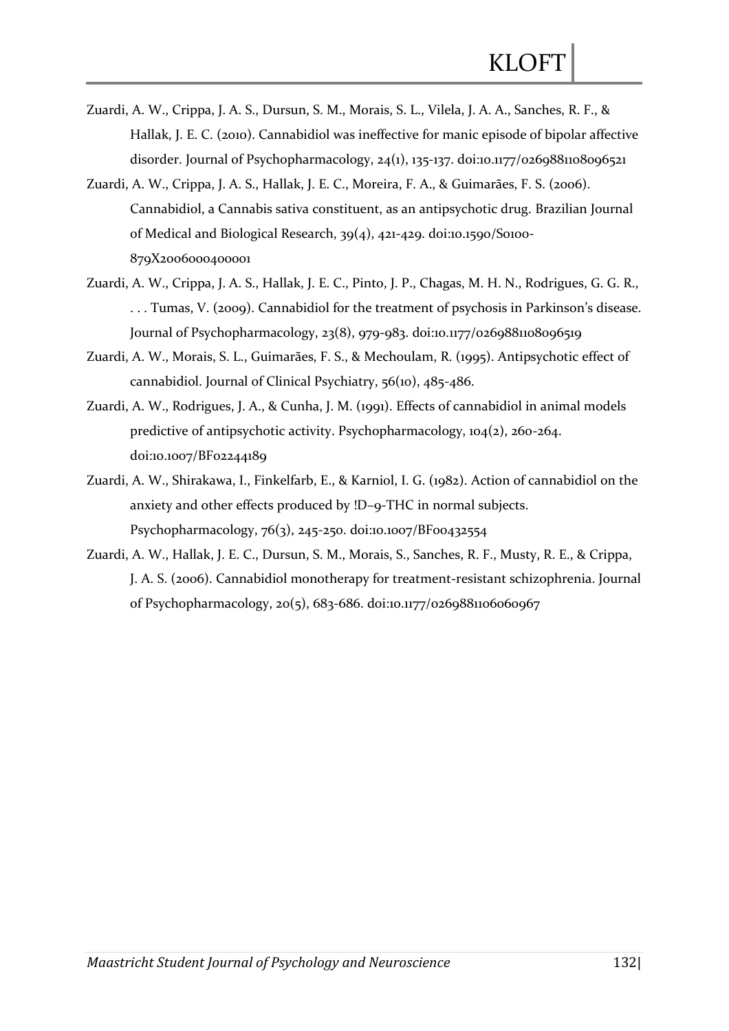Zuardi, A. W., Crippa, J. A. S., Dursun, S. M., Morais, S. L., Vilela, J. A. A., Sanches, R. F., & Hallak, J. E. C. (2010). Cannabidiol was ineffective for manic episode of bipolar affective disorder. Journal of Psychopharmacology, 24(1), 135-137. doi:10.1177/0269881108096521

Zuardi, A. W., Crippa, J. A. S., Hallak, J. E. C., Moreira, F. A., & Guimarães, F. S. (2006). Cannabidiol, a Cannabis sativa constituent, as an antipsychotic drug. Brazilian Journal of Medical and Biological Research, 39(4), 421-429. doi:10.1590/S0100-879X2006000400001

Zuardi, A. W., Crippa, J. A. S., Hallak, J. E. C., Pinto, J. P., Chagas, M. H. N., Rodrigues, G. G. R., . . . Tumas, V. (2009). Cannabidiol for the treatment of psychosis in Parkinson's disease. Journal of Psychopharmacology, 23(8), 979-983. doi:10.1177/0269881108096519

Zuardi, A. W., Morais, S. L., Guimarães, F. S., & Mechoulam, R. (1995). Antipsychotic effect of cannabidiol. Journal of Clinical Psychiatry, 56(10), 485-486.

Zuardi, A. W., Rodrigues, J. A., & Cunha, J. M. (1991). Effects of cannabidiol in animal models predictive of antipsychotic activity. Psychopharmacology, 104(2), 260-264. doi:10.1007/BF02244189

Zuardi, A. W., Shirakawa, I., Finkelfarb, E., & Karniol, I. G. (1982). Action of cannabidiol on the anxiety and other effects produced by !D–9-THC in normal subjects. Psychopharmacology, 76(3), 245-250. doi:10.1007/BF00432554

Zuardi, A. W., Hallak, J. E. C., Dursun, S. M., Morais, S., Sanches, R. F., Musty, R. E., & Crippa, J. A. S. (2006). Cannabidiol monotherapy for treatment-resistant schizophrenia. Journal of Psychopharmacology, 20(5), 683-686. doi:10.1177/0269881106060967